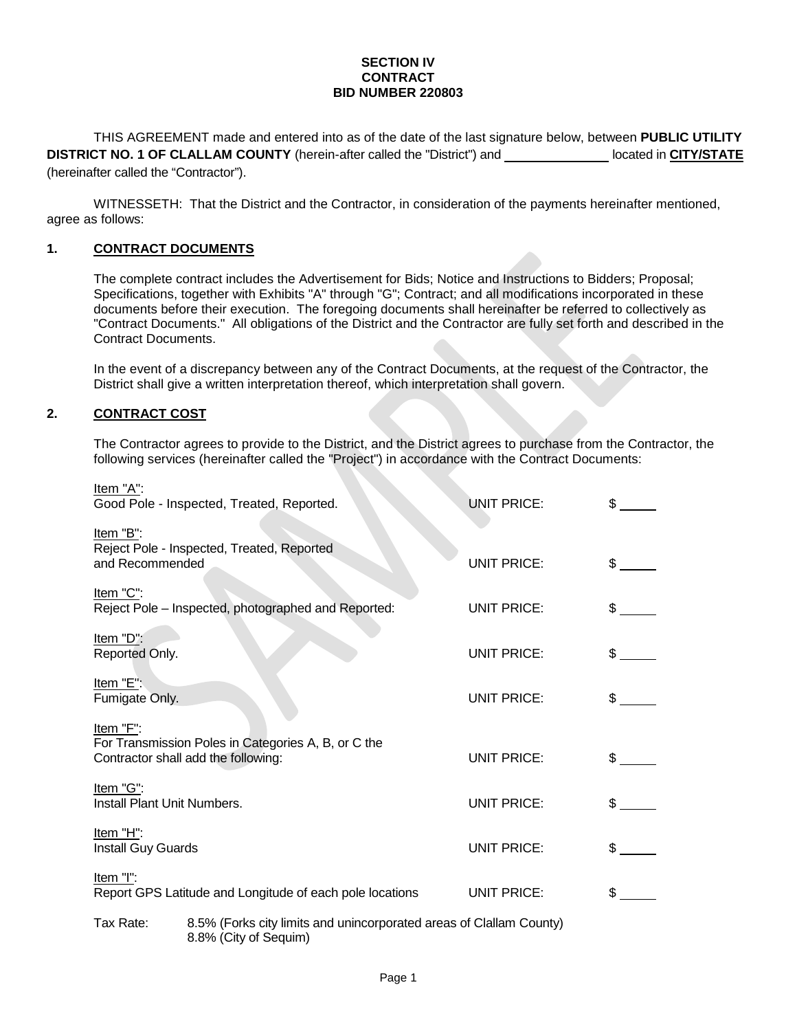**SECTION IV**
**CONTRACT**
**BID NUMBER 220803**

THIS AGREEMENT made and entered into as of the date of the last signature below, between **PUBLIC UTILITY DISTRICT NO. 1 OF CLALLAM COUNTY** (herein-after called the "District") and ______________ located in **CITY/STATE** (hereinafter called the "Contractor").

WITNESSETH: That the District and the Contractor, in consideration of the payments hereinafter mentioned, agree as follows:

## 1. CONTRACT DOCUMENTS

The complete contract includes the Advertisement for Bids; Notice and Instructions to Bidders; Proposal; Specifications, together with Exhibits "A" through "G"; Contract; and all modifications incorporated in these documents before their execution. The foregoing documents shall hereinafter be referred to collectively as "Contract Documents." All obligations of the District and the Contractor are fully set forth and described in the Contract Documents.

In the event of a discrepancy between any of the Contract Documents, at the request of the Contractor, the District shall give a written interpretation thereof, which interpretation shall govern.

## 2. CONTRACT COST

The Contractor agrees to provide to the District, and the District agrees to purchase from the Contractor, the following services (hereinafter called the "Project") in accordance with the Contract Documents:

| Item | | |
|---|---|---|
| Item "A": Good Pole - Inspected, Treated, Reported. | UNIT PRICE: | $ _____ |
| Item "B": Reject Pole - Inspected, Treated, Reported and Recommended | UNIT PRICE: | $ _____ |
| Item "C": Reject Pole – Inspected, photographed and Reported: | UNIT PRICE: | $ _____ |
| Item "D": Reported Only. | UNIT PRICE: | $ _____ |
| Item "E": Fumigate Only. | UNIT PRICE: | $ _____ |
| Item "F": For Transmission Poles in Categories A, B, or C the Contractor shall add the following: | UNIT PRICE: | $ _____ |
| Item "G": Install Plant Unit Numbers. | UNIT PRICE: | $ _____ |
| Item "H": Install Guy Guards | UNIT PRICE: | $ _____ |
| Item "I": Report GPS Latitude and Longitude of each pole locations | UNIT PRICE: | $ _____ |

Tax Rate: 8.5% (Forks city limits and unincorporated areas of Clallam County)
8.8% (City of Sequim)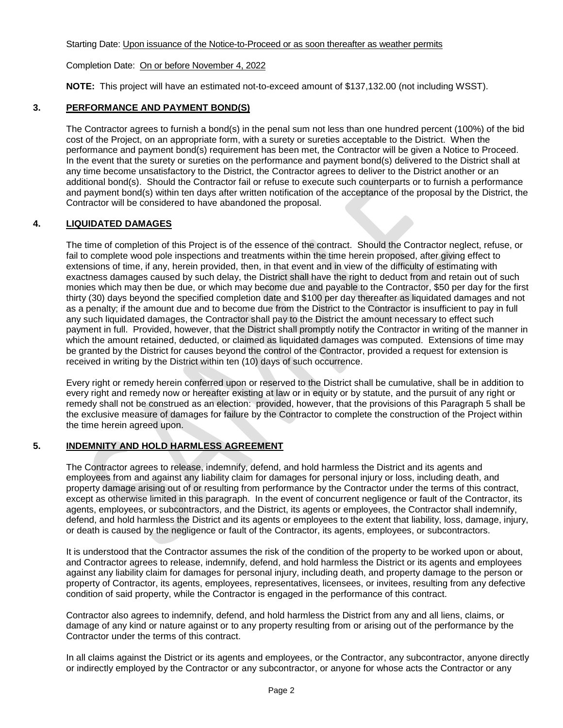Starting Date: Upon issuance of the Notice-to-Proceed or as soon thereafter as weather permits

Completion Date: On or before November 4, 2022

**NOTE:** This project will have an estimated not-to-exceed amount of $137,132.00 (not including WSST).

## 3. PERFORMANCE AND PAYMENT BOND(S)

The Contractor agrees to furnish a bond(s) in the penal sum not less than one hundred percent (100%) of the bid cost of the Project, on an appropriate form, with a surety or sureties acceptable to the District. When the performance and payment bond(s) requirement has been met, the Contractor will be given a Notice to Proceed. In the event that the surety or sureties on the performance and payment bond(s) delivered to the District shall at any time become unsatisfactory to the District, the Contractor agrees to deliver to the District another or an additional bond(s). Should the Contractor fail or refuse to execute such counterparts or to furnish a performance and payment bond(s) within ten days after written notification of the acceptance of the proposal by the District, the Contractor will be considered to have abandoned the proposal.

## 4. LIQUIDATED DAMAGES

The time of completion of this Project is of the essence of the contract. Should the Contractor neglect, refuse, or fail to complete wood pole inspections and treatments within the time herein proposed, after giving effect to extensions of time, if any, herein provided, then, in that event and in view of the difficulty of estimating with exactness damages caused by such delay, the District shall have the right to deduct from and retain out of such monies which may then be due, or which may become due and payable to the Contractor, $50 per day for the first thirty (30) days beyond the specified completion date and $100 per day thereafter as liquidated damages and not as a penalty; if the amount due and to become due from the District to the Contractor is insufficient to pay in full any such liquidated damages, the Contractor shall pay to the District the amount necessary to effect such payment in full. Provided, however, that the District shall promptly notify the Contractor in writing of the manner in which the amount retained, deducted, or claimed as liquidated damages was computed. Extensions of time may be granted by the District for causes beyond the control of the Contractor, provided a request for extension is received in writing by the District within ten (10) days of such occurrence.

Every right or remedy herein conferred upon or reserved to the District shall be cumulative, shall be in addition to every right and remedy now or hereafter existing at law or in equity or by statute, and the pursuit of any right or remedy shall not be construed as an election: provided, however, that the provisions of this Paragraph 5 shall be the exclusive measure of damages for failure by the Contractor to complete the construction of the Project within the time herein agreed upon.

## 5. INDEMNITY AND HOLD HARMLESS AGREEMENT

The Contractor agrees to release, indemnify, defend, and hold harmless the District and its agents and employees from and against any liability claim for damages for personal injury or loss, including death, and property damage arising out of or resulting from performance by the Contractor under the terms of this contract, except as otherwise limited in this paragraph. In the event of concurrent negligence or fault of the Contractor, its agents, employees, or subcontractors, and the District, its agents or employees, the Contractor shall indemnify, defend, and hold harmless the District and its agents or employees to the extent that liability, loss, damage, injury, or death is caused by the negligence or fault of the Contractor, its agents, employees, or subcontractors.

It is understood that the Contractor assumes the risk of the condition of the property to be worked upon or about, and Contractor agrees to release, indemnify, defend, and hold harmless the District or its agents and employees against any liability claim for damages for personal injury, including death, and property damage to the person or property of Contractor, its agents, employees, representatives, licensees, or invitees, resulting from any defective condition of said property, while the Contractor is engaged in the performance of this contract.

Contractor also agrees to indemnify, defend, and hold harmless the District from any and all liens, claims, or damage of any kind or nature against or to any property resulting from or arising out of the performance by the Contractor under the terms of this contract.

In all claims against the District or its agents and employees, or the Contractor, any subcontractor, anyone directly or indirectly employed by the Contractor or any subcontractor, or anyone for whose acts the Contractor or any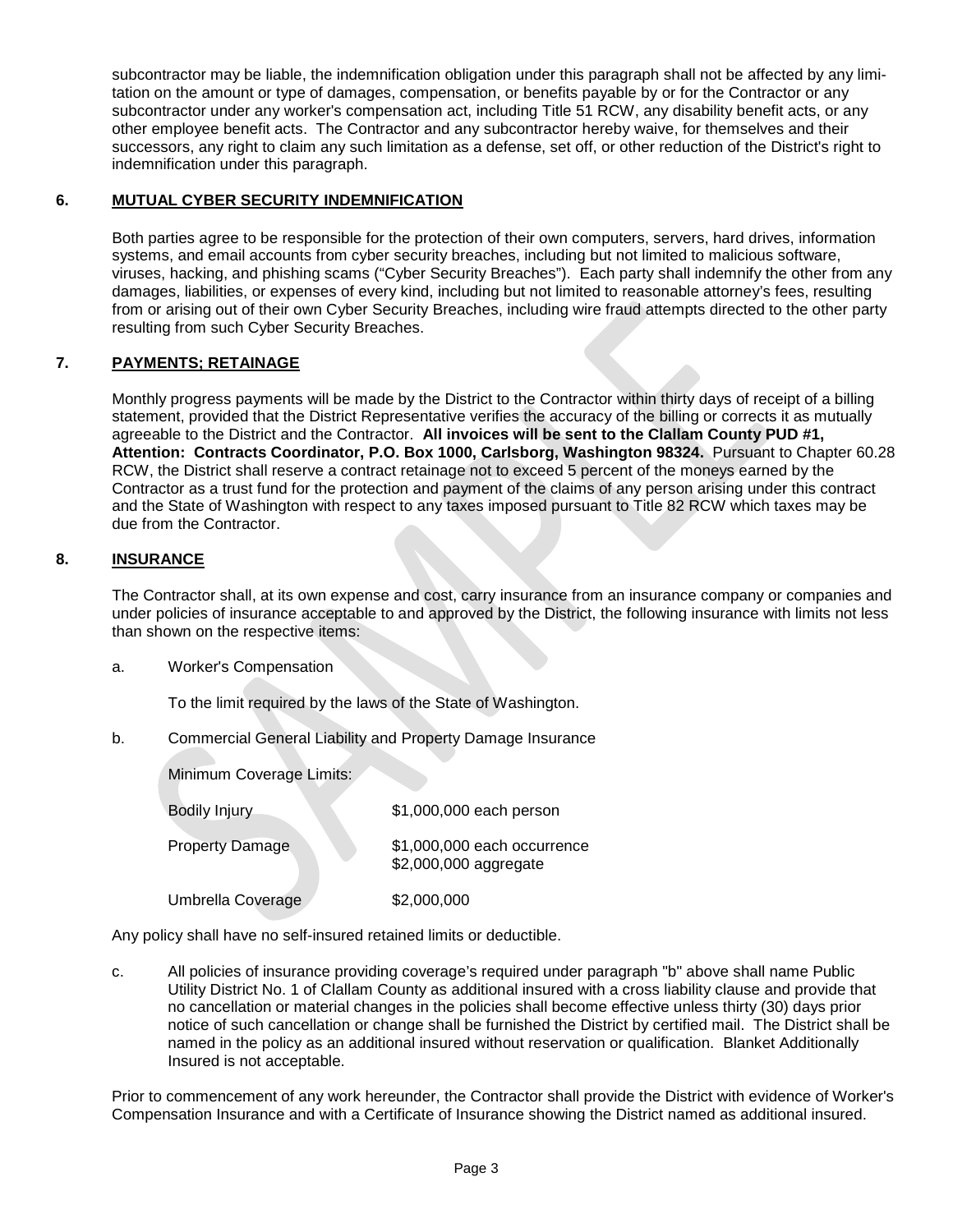subcontractor may be liable, the indemnification obligation under this paragraph shall not be affected by any limitation on the amount or type of damages, compensation, or benefits payable by or for the Contractor or any subcontractor under any worker's compensation act, including Title 51 RCW, any disability benefit acts, or any other employee benefit acts. The Contractor and any subcontractor hereby waive, for themselves and their successors, any right to claim any such limitation as a defense, set off, or other reduction of the District's right to indemnification under this paragraph.

## 6. MUTUAL CYBER SECURITY INDEMNIFICATION

Both parties agree to be responsible for the protection of their own computers, servers, hard drives, information systems, and email accounts from cyber security breaches, including but not limited to malicious software, viruses, hacking, and phishing scams ("Cyber Security Breaches"). Each party shall indemnify the other from any damages, liabilities, or expenses of every kind, including but not limited to reasonable attorney's fees, resulting from or arising out of their own Cyber Security Breaches, including wire fraud attempts directed to the other party resulting from such Cyber Security Breaches.

## 7. PAYMENTS; RETAINAGE

Monthly progress payments will be made by the District to the Contractor within thirty days of receipt of a billing statement, provided that the District Representative verifies the accuracy of the billing or corrects it as mutually agreeable to the District and the Contractor. **All invoices will be sent to the Clallam County PUD #1, Attention: Contracts Coordinator, P.O. Box 1000, Carlsborg, Washington 98324.** Pursuant to Chapter 60.28 RCW, the District shall reserve a contract retainage not to exceed 5 percent of the moneys earned by the Contractor as a trust fund for the protection and payment of the claims of any person arising under this contract and the State of Washington with respect to any taxes imposed pursuant to Title 82 RCW which taxes may be due from the Contractor.

## 8. INSURANCE

The Contractor shall, at its own expense and cost, carry insurance from an insurance company or companies and under policies of insurance acceptable to and approved by the District, the following insurance with limits not less than shown on the respective items:

a. Worker's Compensation

   To the limit required by the laws of the State of Washington.

b. Commercial General Liability and Property Damage Insurance

   Minimum Coverage Limits:

| | |
|---|---|
| Bodily Injury | $1,000,000 each person |
| Property Damage | $1,000,000 each occurrence<br>$2,000,000 aggregate |
| Umbrella Coverage | $2,000,000 |

Any policy shall have no self-insured retained limits or deductible.

c. All policies of insurance providing coverage's required under paragraph "b" above shall name Public Utility District No. 1 of Clallam County as additional insured with a cross liability clause and provide that no cancellation or material changes in the policies shall become effective unless thirty (30) days prior notice of such cancellation or change shall be furnished the District by certified mail. The District shall be named in the policy as an additional insured without reservation or qualification. Blanket Additionally Insured is not acceptable.

Prior to commencement of any work hereunder, the Contractor shall provide the District with evidence of Worker's Compensation Insurance and with a Certificate of Insurance showing the District named as additional insured.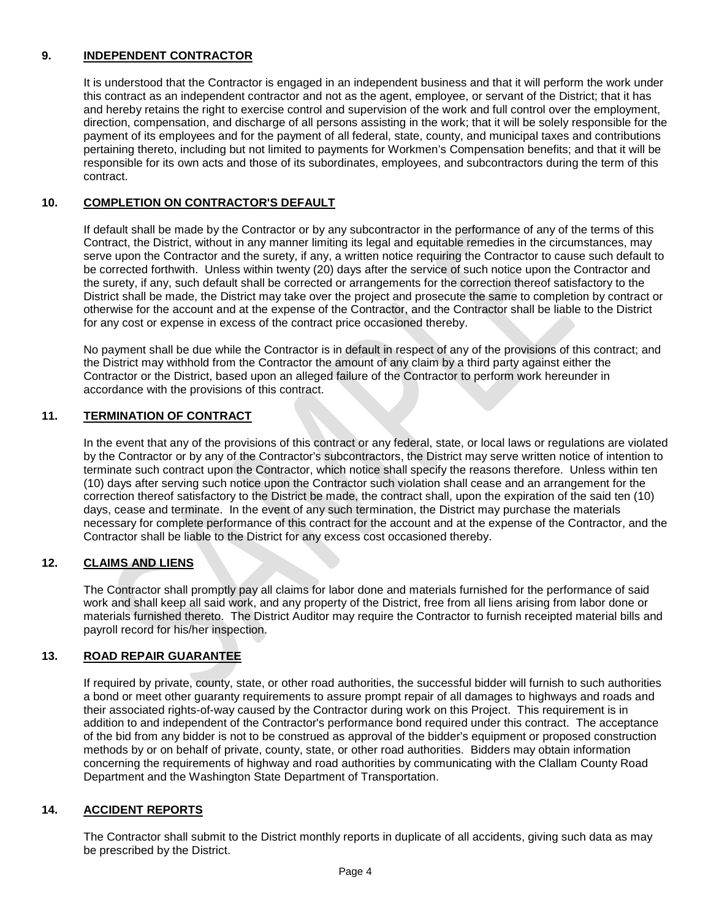## 9. INDEPENDENT CONTRACTOR

It is understood that the Contractor is engaged in an independent business and that it will perform the work under this contract as an independent contractor and not as the agent, employee, or servant of the District; that it has and hereby retains the right to exercise control and supervision of the work and full control over the employment, direction, compensation, and discharge of all persons assisting in the work; that it will be solely responsible for the payment of its employees and for the payment of all federal, state, county, and municipal taxes and contributions pertaining thereto, including but not limited to payments for Workmen's Compensation benefits; and that it will be responsible for its own acts and those of its subordinates, employees, and subcontractors during the term of this contract.

## 10. COMPLETION ON CONTRACTOR'S DEFAULT

If default shall be made by the Contractor or by any subcontractor in the performance of any of the terms of this Contract, the District, without in any manner limiting its legal and equitable remedies in the circumstances, may serve upon the Contractor and the surety, if any, a written notice requiring the Contractor to cause such default to be corrected forthwith. Unless within twenty (20) days after the service of such notice upon the Contractor and the surety, if any, such default shall be corrected or arrangements for the correction thereof satisfactory to the District shall be made, the District may take over the project and prosecute the same to completion by contract or otherwise for the account and at the expense of the Contractor, and the Contractor shall be liable to the District for any cost or expense in excess of the contract price occasioned thereby.

No payment shall be due while the Contractor is in default in respect of any of the provisions of this contract; and the District may withhold from the Contractor the amount of any claim by a third party against either the Contractor or the District, based upon an alleged failure of the Contractor to perform work hereunder in accordance with the provisions of this contract.

## 11. TERMINATION OF CONTRACT

In the event that any of the provisions of this contract or any federal, state, or local laws or regulations are violated by the Contractor or by any of the Contractor's subcontractors, the District may serve written notice of intention to terminate such contract upon the Contractor, which notice shall specify the reasons therefore. Unless within ten (10) days after serving such notice upon the Contractor such violation shall cease and an arrangement for the correction thereof satisfactory to the District be made, the contract shall, upon the expiration of the said ten (10) days, cease and terminate. In the event of any such termination, the District may purchase the materials necessary for complete performance of this contract for the account and at the expense of the Contractor, and the Contractor shall be liable to the District for any excess cost occasioned thereby.

## 12. CLAIMS AND LIENS

The Contractor shall promptly pay all claims for labor done and materials furnished for the performance of said work and shall keep all said work, and any property of the District, free from all liens arising from labor done or materials furnished thereto. The District Auditor may require the Contractor to furnish receipted material bills and payroll record for his/her inspection.

## 13. ROAD REPAIR GUARANTEE

If required by private, county, state, or other road authorities, the successful bidder will furnish to such authorities a bond or meet other guaranty requirements to assure prompt repair of all damages to highways and roads and their associated rights-of-way caused by the Contractor during work on this Project. This requirement is in addition to and independent of the Contractor's performance bond required under this contract. The acceptance of the bid from any bidder is not to be construed as approval of the bidder's equipment or proposed construction methods by or on behalf of private, county, state, or other road authorities. Bidders may obtain information concerning the requirements of highway and road authorities by communicating with the Clallam County Road Department and the Washington State Department of Transportation.

## 14. ACCIDENT REPORTS

The Contractor shall submit to the District monthly reports in duplicate of all accidents, giving such data as may be prescribed by the District.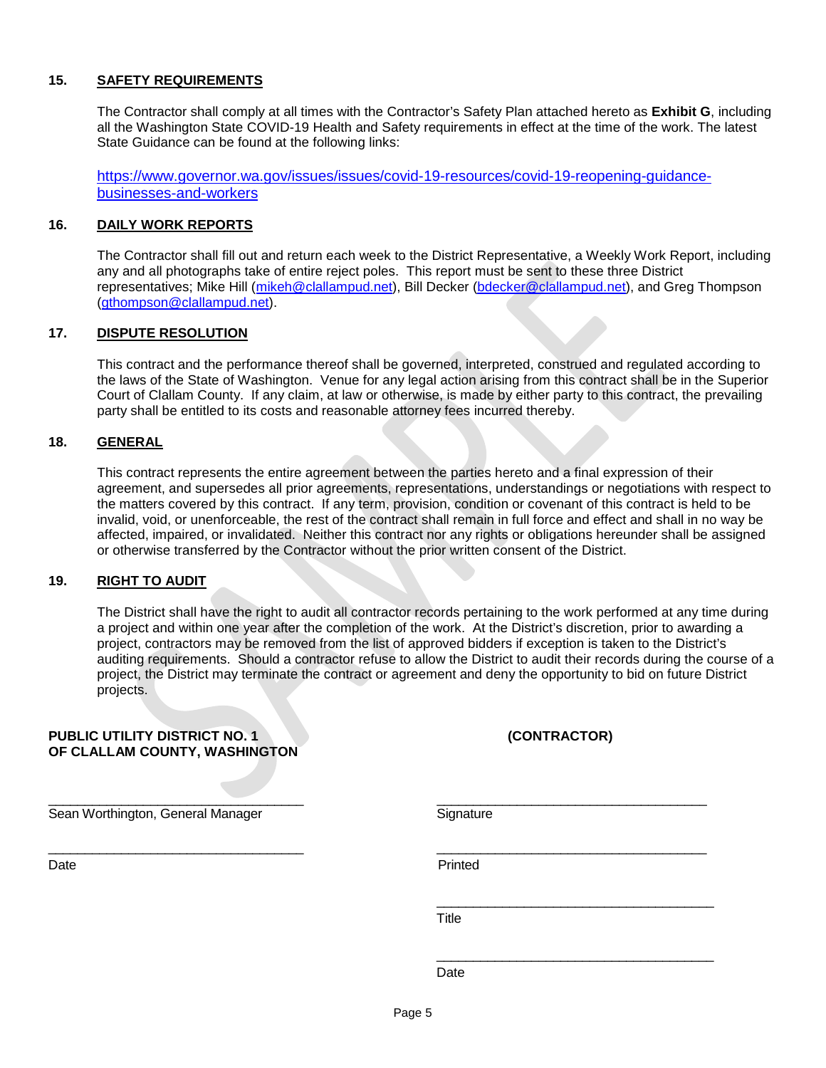## 15. SAFETY REQUIREMENTS

The Contractor shall comply at all times with the Contractor's Safety Plan attached hereto as **Exhibit G**, including all the Washington State COVID-19 Health and Safety requirements in effect at the time of the work. The latest State Guidance can be found at the following links:

https://www.governor.wa.gov/issues/issues/covid-19-resources/covid-19-reopening-guidance-businesses-and-workers

## 16. DAILY WORK REPORTS

The Contractor shall fill out and return each week to the District Representative, a Weekly Work Report, including any and all photographs take of entire reject poles. This report must be sent to these three District representatives; Mike Hill (mikeh@clallampud.net), Bill Decker (bdecker@clallampud.net), and Greg Thompson (gthompson@clallampud.net).

## 17. DISPUTE RESOLUTION

This contract and the performance thereof shall be governed, interpreted, construed and regulated according to the laws of the State of Washington. Venue for any legal action arising from this contract shall be in the Superior Court of Clallam County. If any claim, at law or otherwise, is made by either party to this contract, the prevailing party shall be entitled to its costs and reasonable attorney fees incurred thereby.

## 18. GENERAL

This contract represents the entire agreement between the parties hereto and a final expression of their agreement, and supersedes all prior agreements, representations, understandings or negotiations with respect to the matters covered by this contract. If any term, provision, condition or covenant of this contract is held to be invalid, void, or unenforceable, the rest of the contract shall remain in full force and effect and shall in no way be affected, impaired, or invalidated. Neither this contract nor any rights or obligations hereunder shall be assigned or otherwise transferred by the Contractor without the prior written consent of the District.

## 19. RIGHT TO AUDIT

The District shall have the right to audit all contractor records pertaining to the work performed at any time during a project and within one year after the completion of the work. At the District's discretion, prior to awarding a project, contractors may be removed from the list of approved bidders if exception is taken to the District's auditing requirements. Should a contractor refuse to allow the District to audit their records during the course of a project, the District may terminate the contract or agreement and deny the opportunity to bid on future District projects.

**PUBLIC UTILITY DISTRICT NO. 1**
**OF CLALLAM COUNTY, WASHINGTON**

\_\_\_\_\_\_\_\_\_\_\_\_\_\_\_\_\_\_\_\_\_\_\_\_\_\_\_\_\_\_\_\_\_\_\_
Sean Worthington, General Manager

\_\_\_\_\_\_\_\_\_\_\_\_\_\_\_\_\_\_\_\_\_\_\_\_\_\_\_\_\_\_\_\_\_\_\_
Date

**(CONTRACTOR)**

\_\_\_\_\_\_\_\_\_\_\_\_\_\_\_\_\_\_\_\_\_\_\_\_\_\_\_\_\_\_\_\_\_\_\_
Signature

\_\_\_\_\_\_\_\_\_\_\_\_\_\_\_\_\_\_\_\_\_\_\_\_\_\_\_\_\_\_\_\_\_\_\_
Printed

\_\_\_\_\_\_\_\_\_\_\_\_\_\_\_\_\_\_\_\_\_\_\_\_\_\_\_\_\_\_\_\_\_\_\_
Title

\_\_\_\_\_\_\_\_\_\_\_\_\_\_\_\_\_\_\_\_\_\_\_\_\_\_\_\_\_\_\_\_\_\_\_
Date